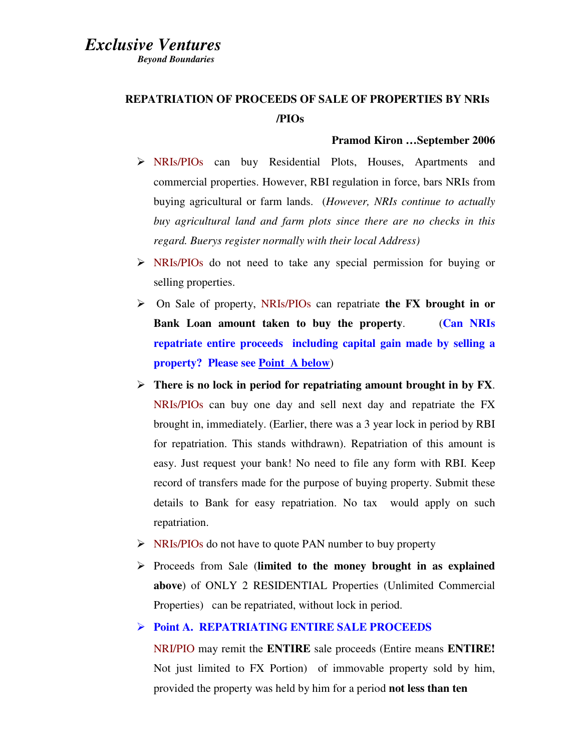*Exclusive Ventures*

***Beyond Boundaries***

## REPATRIATION OF PROCEEDS OF SALE OF PROPERTIES BY NRIs /PIOs

**Pramod Kiron …September 2006**

- NRIs/PIOs can buy Residential Plots, Houses, Apartments and commercial properties. However, RBI regulation in force, bars NRIs from buying agricultural or farm lands. (*However, NRIs continue to actually buy agricultural land and farm plots since there are no checks in this regard. Buerys register normally with their local Address)*
- NRIs/PIOs do not need to take any special permission for buying or selling properties.
- On Sale of property, NRIs/PIOs can repatriate **the FX brought in or Bank Loan amount taken to buy the property**. (**Can NRIs repatriate entire proceeds including capital gain made by selling a property? Please see Point A below**)
- **There is no lock in period for repatriating amount brought in by FX**. NRIs/PIOs can buy one day and sell next day and repatriate the FX brought in, immediately. (Earlier, there was a 3 year lock in period by RBI for repatriation. This stands withdrawn). Repatriation of this amount is easy. Just request your bank! No need to file any form with RBI. Keep record of transfers made for the purpose of buying property. Submit these details to Bank for easy repatriation. No tax would apply on such repatriation.
- NRIs/PIOs do not have to quote PAN number to buy property
- Proceeds from Sale (**limited to the money brought in as explained above**) of ONLY 2 RESIDENTIAL Properties (Unlimited Commercial Properties) can be repatriated, without lock in period.
- **Point A. REPATRIATING ENTIRE SALE PROCEEDS**

  NRI/PIO may remit the **ENTIRE** sale proceeds (Entire means **ENTIRE!** Not just limited to FX Portion) of immovable property sold by him, provided the property was held by him for a period **not less than ten**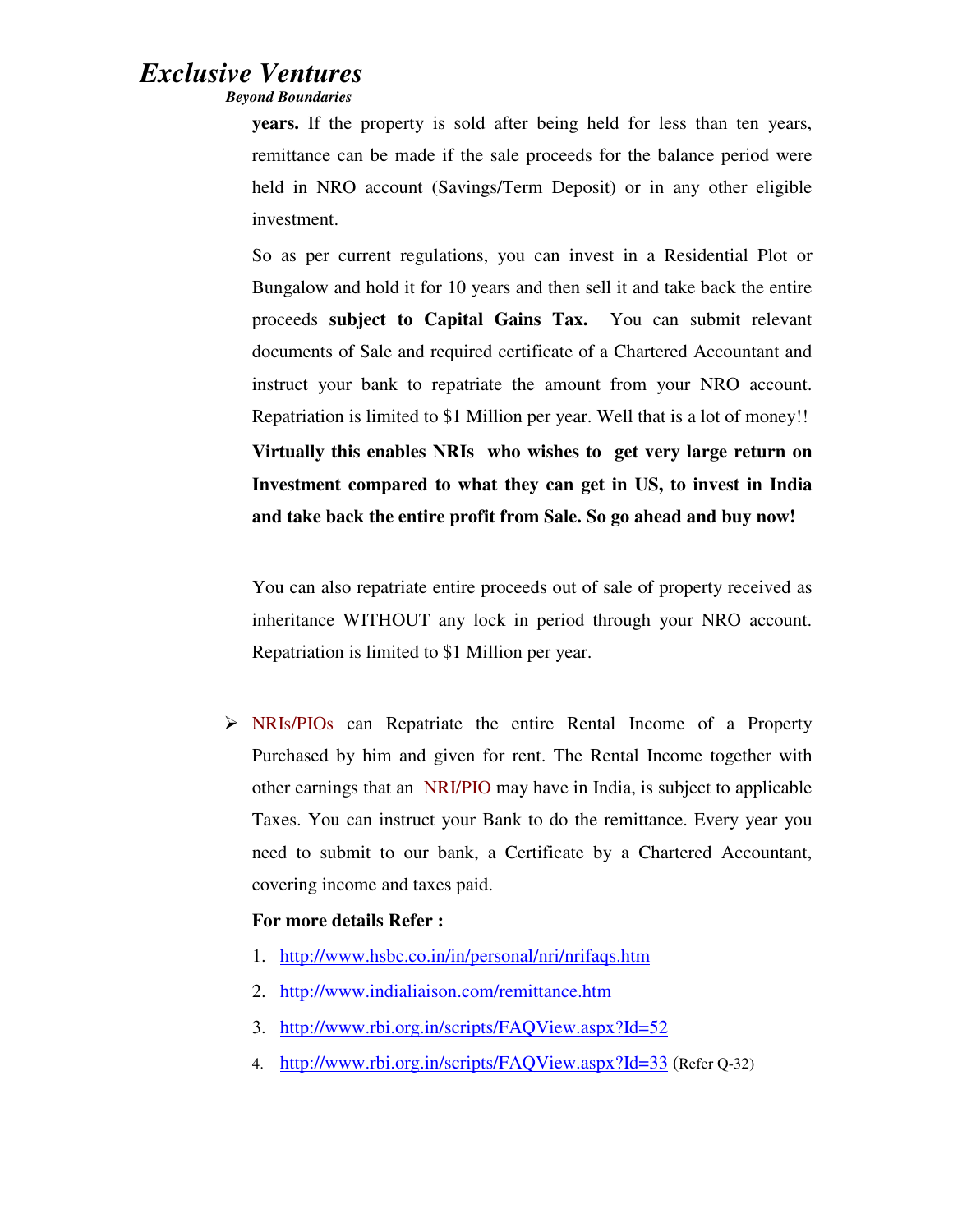**years.** If the property is sold after being held for less than ten years, remittance can be made if the sale proceeds for the balance period were held in NRO account (Savings/Term Deposit) or in any other eligible investment.

So as per current regulations, you can invest in a Residential Plot or Bungalow and hold it for 10 years and then sell it and take back the entire proceeds **subject to Capital Gains Tax.** You can submit relevant documents of Sale and required certificate of a Chartered Accountant and instruct your bank to repatriate the amount from your NRO account. Repatriation is limited to $1 Million per year. Well that is a lot of money!!

**Virtually this enables NRIs who wishes to get very large return on Investment compared to what they can get in US, to invest in India and take back the entire profit from Sale. So go ahead and buy now!**

You can also repatriate entire proceeds out of sale of property received as inheritance WITHOUT any lock in period through your NRO account. Repatriation is limited to $1 Million per year.

- NRIs/PIOs can Repatriate the entire Rental Income of a Property Purchased by him and given for rent. The Rental Income together with other earnings that an NRI/PIO may have in India, is subject to applicable Taxes. You can instruct your Bank to do the remittance. Every year you need to submit to our bank, a Certificate by a Chartered Accountant, covering income and taxes paid.

  **For more details Refer :**

  1. http://www.hsbc.co.in/in/personal/nri/nrifaqs.htm
  2. http://www.indialiaison.com/remittance.htm
  3. http://www.rbi.org.in/scripts/FAQView.aspx?Id=52
  4. http://www.rbi.org.in/scripts/FAQView.aspx?Id=33 (Refer Q-32)